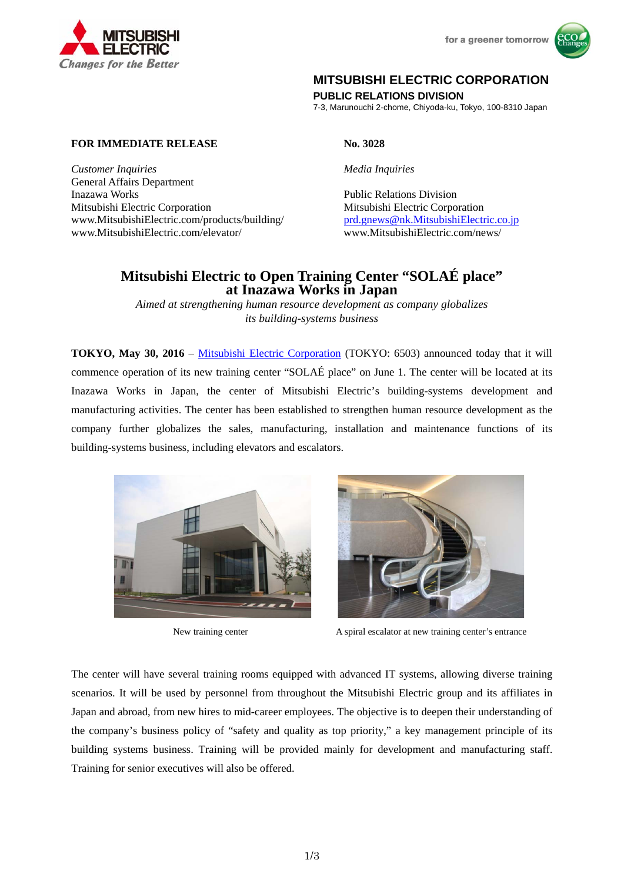**MITSUBISHI ELECTRIC CORPORATION**
**PUBLIC RELATIONS DIVISION**
7-3, Marunouchi 2-chome, Chiyoda-ku, Tokyo, 100-8310 Japan

**FOR IMMEDIATE RELEASE**

**No. 3028**

*Customer Inquiries*
General Affairs Department
Inazawa Works
Mitsubishi Electric Corporation
www.MitsubishiElectric.com/products/building/
www.MitsubishiElectric.com/elevator/

*Media Inquiries*

Public Relations Division
Mitsubishi Electric Corporation
prd.gnews@nk.MitsubishiElectric.co.jp
www.MitsubishiElectric.com/news/

# Mitsubishi Electric to Open Training Center "SOLAÉ place" at Inazawa Works in Japan

*Aimed at strengthening human resource development as company globalizes its building-systems business*

**TOKYO, May 30, 2016** – Mitsubishi Electric Corporation (TOKYO: 6503) announced today that it will commence operation of its new training center "SOLAÉ place" on June 1. The center will be located at its Inazawa Works in Japan, the center of Mitsubishi Electric's building-systems development and manufacturing activities. The center has been established to strengthen human resource development as the company further globalizes the sales, manufacturing, installation and maintenance functions of its building-systems business, including elevators and escalators.

New training center

A spiral escalator at new training center's entrance

The center will have several training rooms equipped with advanced IT systems, allowing diverse training scenarios. It will be used by personnel from throughout the Mitsubishi Electric group and its affiliates in Japan and abroad, from new hires to mid-career employees. The objective is to deepen their understanding of the company's business policy of "safety and quality as top priority," a key management principle of its building systems business. Training will be provided mainly for development and manufacturing staff. Training for senior executives will also be offered.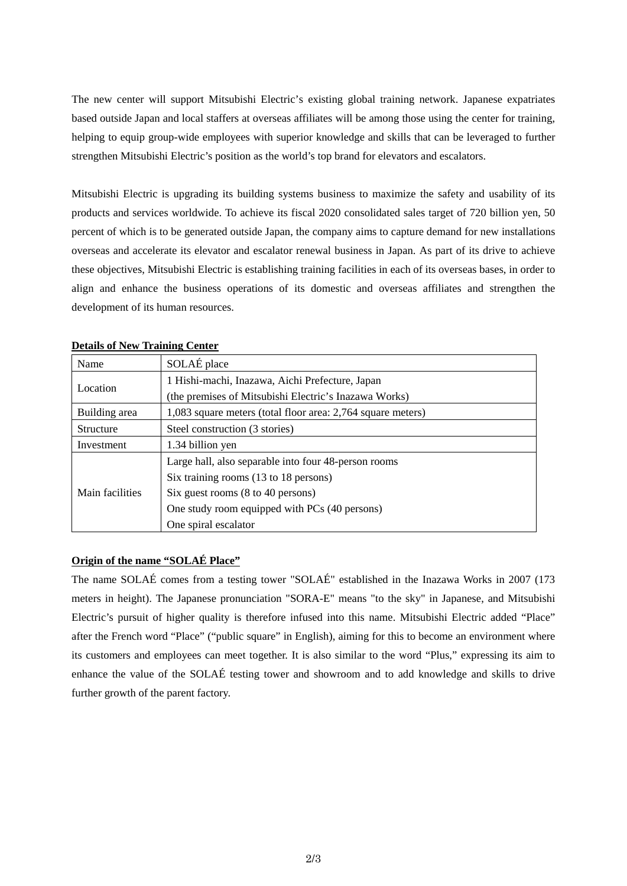The new center will support Mitsubishi Electric's existing global training network. Japanese expatriates based outside Japan and local staffers at overseas affiliates will be among those using the center for training, helping to equip group-wide employees with superior knowledge and skills that can be leveraged to further strengthen Mitsubishi Electric's position as the world's top brand for elevators and escalators.

Mitsubishi Electric is upgrading its building systems business to maximize the safety and usability of its products and services worldwide. To achieve its fiscal 2020 consolidated sales target of 720 billion yen, 50 percent of which is to be generated outside Japan, the company aims to capture demand for new installations overseas and accelerate its elevator and escalator renewal business in Japan. As part of its drive to achieve these objectives, Mitsubishi Electric is establishing training facilities in each of its overseas bases, in order to align and enhance the business operations of its domestic and overseas affiliates and strengthen the development of its human resources.

**Details of New Training Center**

| Name | SOLAÉ place |
|---|---|
| Location | 1 Hishi-machi, Inazawa, Aichi Prefecture, Japan<br>(the premises of Mitsubishi Electric's Inazawa Works) |
| Building area | 1,083 square meters (total floor area: 2,764 square meters) |
| Structure | Steel construction (3 stories) |
| Investment | 1.34 billion yen |
| Main facilities | Large hall, also separable into four 48-person rooms<br>Six training rooms (13 to 18 persons)<br>Six guest rooms (8 to 40 persons)<br>One study room equipped with PCs (40 persons)<br>One spiral escalator |

**Origin of the name "SOLAÉ Place"**

The name SOLAÉ comes from a testing tower "SOLAÉ" established in the Inazawa Works in 2007 (173 meters in height). The Japanese pronunciation "SORA-E" means "to the sky" in Japanese, and Mitsubishi Electric's pursuit of higher quality is therefore infused into this name. Mitsubishi Electric added "Place" after the French word "Place" ("public square" in English), aiming for this to become an environment where its customers and employees can meet together. It is also similar to the word "Plus," expressing its aim to enhance the value of the SOLAÉ testing tower and showroom and to add knowledge and skills to drive further growth of the parent factory.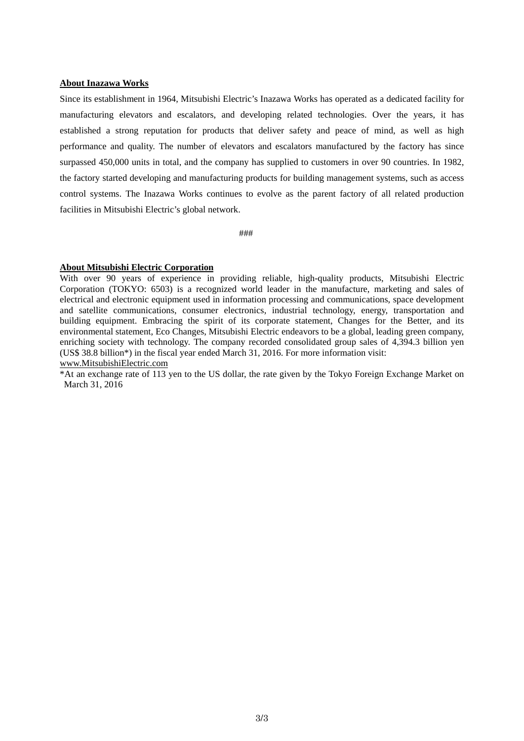**About Inazawa Works**

Since its establishment in 1964, Mitsubishi Electric's Inazawa Works has operated as a dedicated facility for manufacturing elevators and escalators, and developing related technologies. Over the years, it has established a strong reputation for products that deliver safety and peace of mind, as well as high performance and quality. The number of elevators and escalators manufactured by the factory has since surpassed 450,000 units in total, and the company has supplied to customers in over 90 countries. In 1982, the factory started developing and manufacturing products for building management systems, such as access control systems. The Inazawa Works continues to evolve as the parent factory of all related production facilities in Mitsubishi Electric's global network.

###

**About Mitsubishi Electric Corporation**

With over 90 years of experience in providing reliable, high-quality products, Mitsubishi Electric Corporation (TOKYO: 6503) is a recognized world leader in the manufacture, marketing and sales of electrical and electronic equipment used in information processing and communications, space development and satellite communications, consumer electronics, industrial technology, energy, transportation and building equipment. Embracing the spirit of its corporate statement, Changes for the Better, and its environmental statement, Eco Changes, Mitsubishi Electric endeavors to be a global, leading green company, enriching society with technology. The company recorded consolidated group sales of 4,394.3 billion yen (US$ 38.8 billion*) in the fiscal year ended March 31, 2016. For more information visit:
www.MitsubishiElectric.com

*At an exchange rate of 113 yen to the US dollar, the rate given by the Tokyo Foreign Exchange Market on March 31, 2016